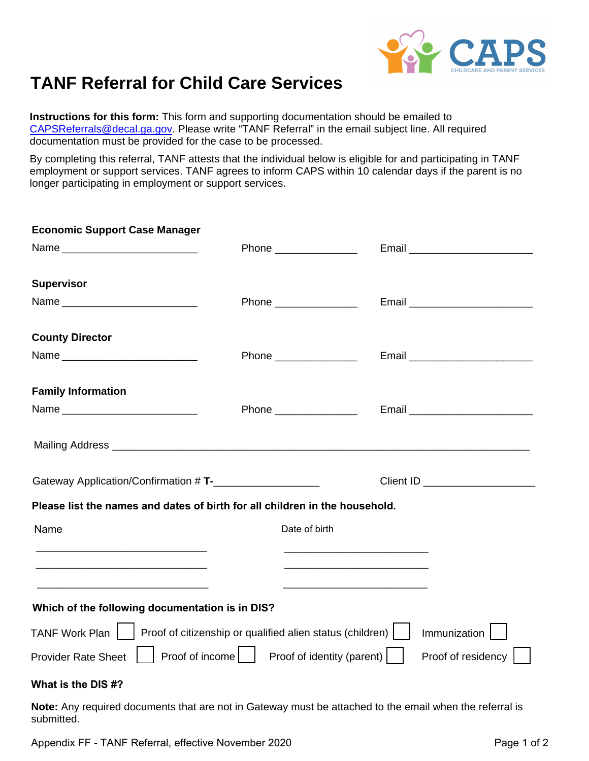# TANF Referral for Child Care Services

**Instructions for this form:** This form and supporting documentation should be emailed to CAPSReferrals@decal.ga.gov. Please write "TANF Referral" in the email subject line. All required documentation must be provided for the case to be processed.

By completing this referral, TANF attests that the individual below is eligible for and participating in TANF employment or support services. TANF agrees to inform CAPS within 10 calendar days if the parent is no longer participating in employment or support services.

**Economic Support Case Manager**

Name ______________________ Phone _____________ Email ____________________

**Supervisor**

Name ______________________ Phone _____________ Email ____________________

**County Director**

Name ______________________ Phone _____________ Email ____________________

**Family Information**

Name ______________________ Phone _____________ Email ____________________

Mailing Address ______________________________________________________________________

Gateway Application/Confirmation # **T-**_________________ Client ID __________________

**Please list the names and dates of birth for all children in the household.**

| Name | Date of birth |
|---|---|
| ____________________________ | ________________________ |
| ____________________________ | ________________________ |
| ____________________________ | ________________________ |

**Which of the following documentation is in DIS?**

- TANF Work Plan ☐
- Proof of citizenship or qualified alien status (children) ☐
- Immunization ☐
- Provider Rate Sheet ☐
- Proof of income ☐
- Proof of identity (parent) ☐
- Proof of residency ☐

**What is the DIS #?**

**Note:** Any required documents that are not in Gateway must be attached to the email when the referral is submitted.

Appendix FF - TANF Referral, effective November 2020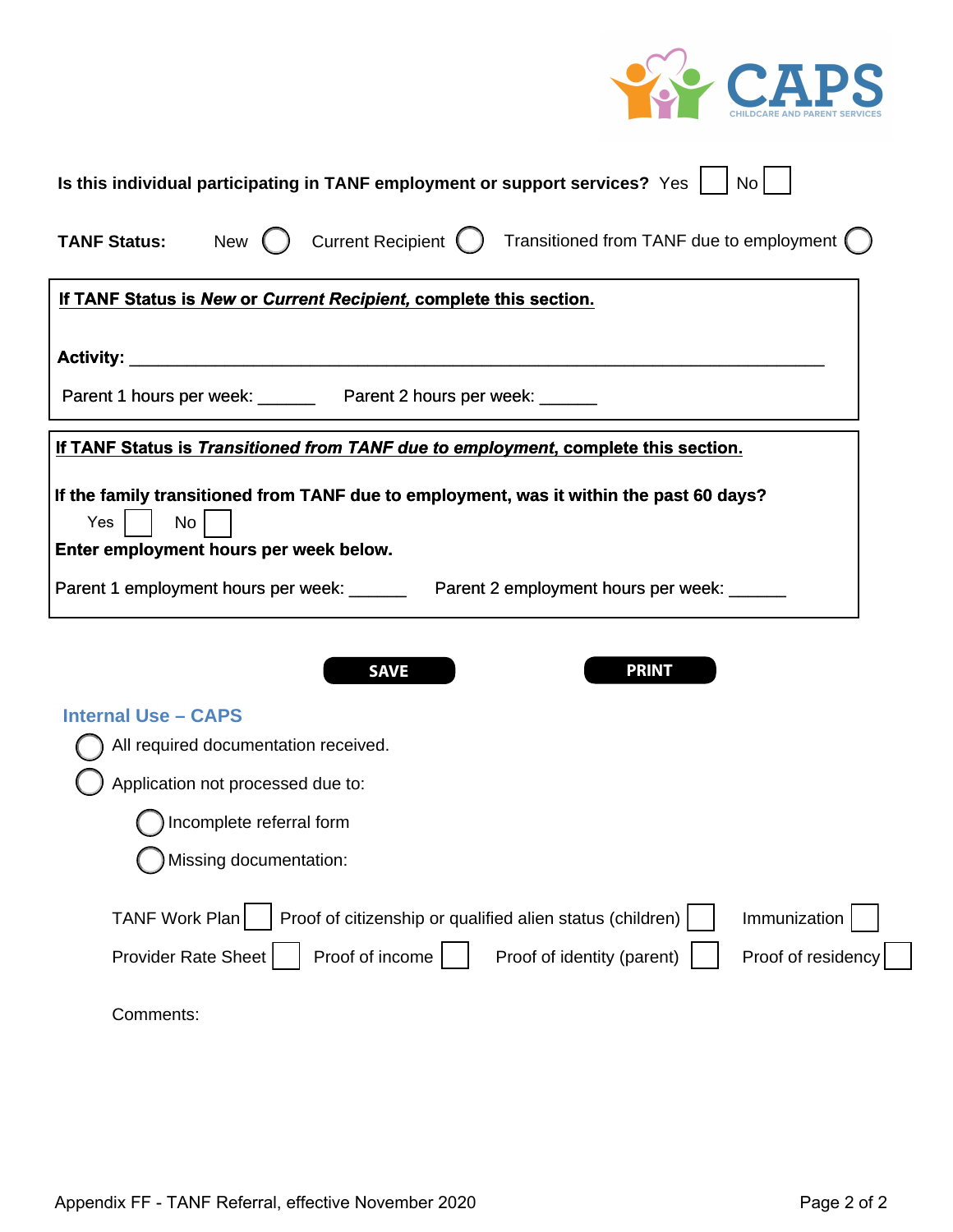CAPS
CHILDCARE AND PARENT SERVICES

**Is this individual participating in TANF employment or support services?** Yes ☐ No ☐

**TANF Status:** New ◯ Current Recipient ◯ Transitioned from TANF due to employment ◯

**If TANF Status is *New* or *Current Recipient*, complete this section.**

**Activity:** ____________________________________________________________________________

Parent 1 hours per week: ______ Parent 2 hours per week: ______

**If TANF Status is *Transitioned from TANF due to employment*, complete this section.**

**If the family transitioned from TANF due to employment, was it within the past 60 days?**

Yes ☐ No ☐

**Enter employment hours per week below.**

Parent 1 employment hours per week: ______ Parent 2 employment hours per week: ______

SAVE PRINT

## Internal Use – CAPS

◯ All required documentation received.

◯ Application not processed due to:

- ◯ Incomplete referral form
- ◯ Missing documentation:

TANF Work Plan ☐ Proof of citizenship or qualified alien status (children) ☐ Immunization ☐

Provider Rate Sheet ☐ Proof of income ☐ Proof of identity (parent) ☐ Proof of residency ☐

Comments:

Appendix FF - TANF Referral, effective November 2020